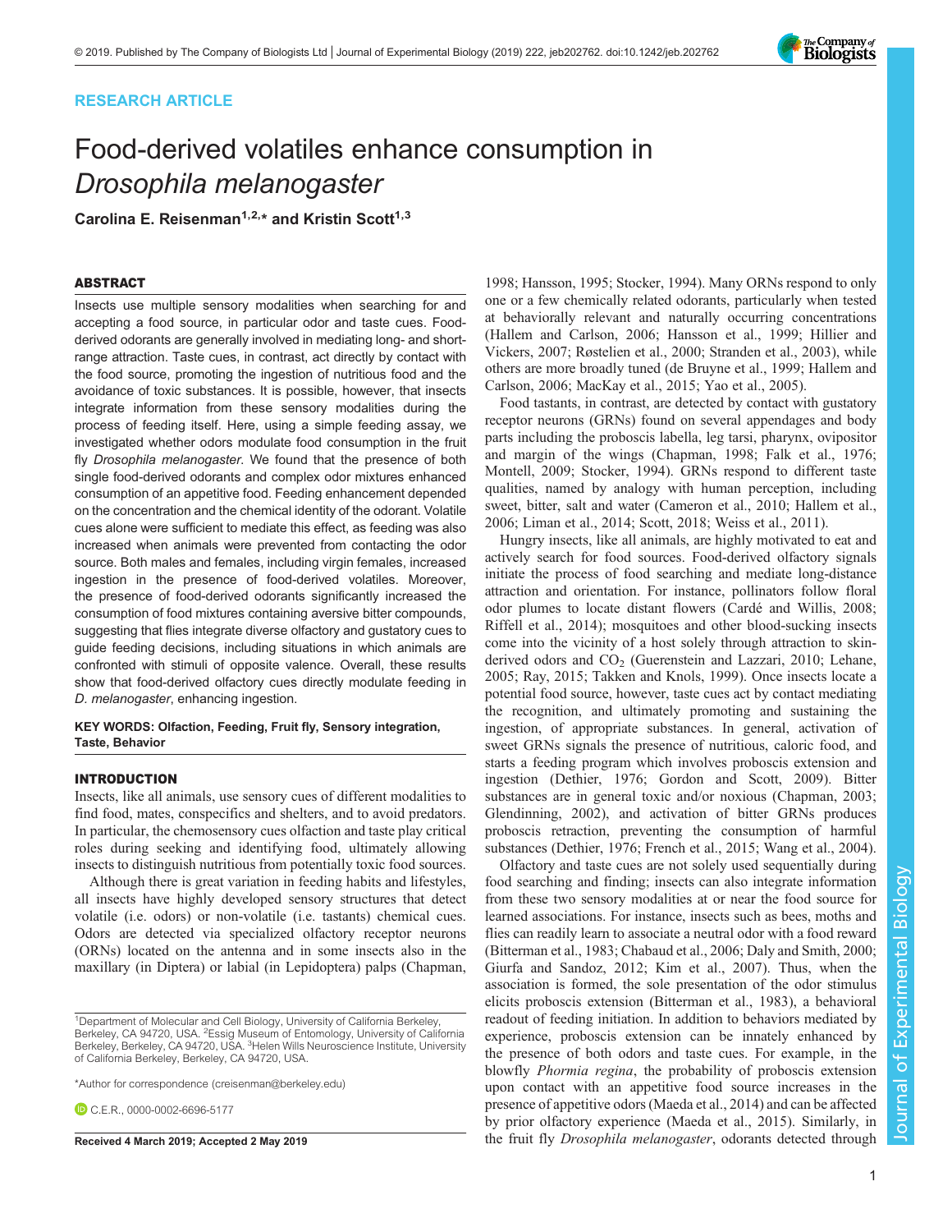RESEARCH ARTICLE

# Food-derived volatiles enhance consumption in *Drosophila melanogaster*

**Carolina E. Reisenman[1,2,*] and Kristin Scott[1,3]**

## ABSTRACT

Insects use multiple sensory modalities when searching for and accepting a food source, in particular odor and taste cues. Food-derived odorants are generally involved in mediating long- and short-range attraction. Taste cues, in contrast, act directly by contact with the food source, promoting the ingestion of nutritious food and the avoidance of toxic substances. It is possible, however, that insects integrate information from these sensory modalities during the process of feeding itself. Here, using a simple feeding assay, we investigated whether odors modulate food consumption in the fruit fly *Drosophila melanogaster*. We found that the presence of both single food-derived odorants and complex odor mixtures enhanced consumption of an appetitive food. Feeding enhancement depended on the concentration and the chemical identity of the odorant. Volatile cues alone were sufficient to mediate this effect, as feeding was also increased when animals were prevented from contacting the odor source. Both males and females, including virgin females, increased ingestion in the presence of food-derived volatiles. Moreover, the presence of food-derived odorants significantly increased the consumption of food mixtures containing aversive bitter compounds, suggesting that flies integrate diverse olfactory and gustatory cues to guide feeding decisions, including situations in which animals are confronted with stimuli of opposite valence. Overall, these results show that food-derived olfactory cues directly modulate feeding in *D. melanogaster*, enhancing ingestion.

**KEY WORDS: Olfaction, Feeding, Fruit fly, Sensory integration, Taste, Behavior**

## INTRODUCTION

Insects, like all animals, use sensory cues of different modalities to find food, mates, conspecifics and shelters, and to avoid predators. In particular, the chemosensory cues olfaction and taste play critical roles during seeking and identifying food, ultimately allowing insects to distinguish nutritious from potentially toxic food sources.

Although there is great variation in feeding habits and lifestyles, all insects have highly developed sensory structures that detect volatile (i.e. odors) or non-volatile (i.e. tastants) chemical cues. Odors are detected via specialized olfactory receptor neurons (ORNs) located on the antenna and in some insects also in the maxillary (in Diptera) or labial (in Lepidoptera) palps (Chapman, 1998; Hansson, 1995; Stocker, 1994). Many ORNs respond to only one or a few chemically related odorants, particularly when tested at behaviorally relevant and naturally occurring concentrations (Hallem and Carlson, 2006; Hansson et al., 1999; Hillier and Vickers, 2007; Røstelien et al., 2000; Stranden et al., 2003), while others are more broadly tuned (de Bruyne et al., 1999; Hallem and Carlson, 2006; MacKay et al., 2015; Yao et al., 2005).

Food tastants, in contrast, are detected by contact with gustatory receptor neurons (GRNs) found on several appendages and body parts including the proboscis labella, leg tarsi, pharynx, ovipositor and margin of the wings (Chapman, 1998; Falk et al., 1976; Montell, 2009; Stocker, 1994). GRNs respond to different taste qualities, named by analogy with human perception, including sweet, bitter, salt and water (Cameron et al., 2010; Hallem et al., 2006; Liman et al., 2014; Scott, 2018; Weiss et al., 2011).

Hungry insects, like all animals, are highly motivated to eat and actively search for food sources. Food-derived olfactory signals initiate the process of food searching and mediate long-distance attraction and orientation. For instance, pollinators follow floral odor plumes to locate distant flowers (Cardé and Willis, 2008; Riffell et al., 2014); mosquitoes and other blood-sucking insects come into the vicinity of a host solely through attraction to skin-derived odors and $CO_2$ (Guerenstein and Lazzari, 2010; Lehane, 2005; Ray, 2015; Takken and Knols, 1999). Once insects locate a potential food source, however, taste cues act by contact mediating the recognition, and ultimately promoting and sustaining the ingestion, of appropriate substances. In general, activation of sweet GRNs signals the presence of nutritious, caloric food, and starts a feeding program which involves proboscis extension and ingestion (Dethier, 1976; Gordon and Scott, 2009). Bitter substances are in general toxic and/or noxious (Chapman, 2003; Glendinning, 2002), and activation of bitter GRNs produces proboscis retraction, preventing the consumption of harmful substances (Dethier, 1976; French et al., 2015; Wang et al., 2004).

Olfactory and taste cues are not solely used sequentially during food searching and finding; insects can also integrate information from these two sensory modalities at or near the food source for learned associations. For instance, insects such as bees, moths and flies can readily learn to associate a neutral odor with a food reward (Bitterman et al., 1983; Chabaud et al., 2006; Daly and Smith, 2000; Giurfa and Sandoz, 2012; Kim et al., 2007). Thus, when the association is formed, the sole presentation of the odor stimulus elicits proboscis extension (Bitterman et al., 1983), a behavioral readout of feeding initiation. In addition to behaviors mediated by experience, proboscis extension can be innately enhanced by the presence of both odors and taste cues. For example, in the blowfly *Phormia regina*, the probability of proboscis extension upon contact with an appetitive food source increases in the presence of appetitive odors (Maeda et al., 2014) and can be affected by prior olfactory experience (Maeda et al., 2015). Similarly, in the fruit fly *Drosophila melanogaster*, odorants detected through

[1]Department of Molecular and Cell Biology, University of California Berkeley, Berkeley, CA 94720, USA. [2]Essig Museum of Entomology, University of California Berkeley, Berkeley, CA 94720, USA. [3]Helen Wills Neuroscience Institute, University of California Berkeley, Berkeley, CA 94720, USA.

*Author for correspondence (creisenman@berkeley.edu)

C.E.R., 0000-0002-6696-5177

**Received 4 March 2019; Accepted 2 May 2019**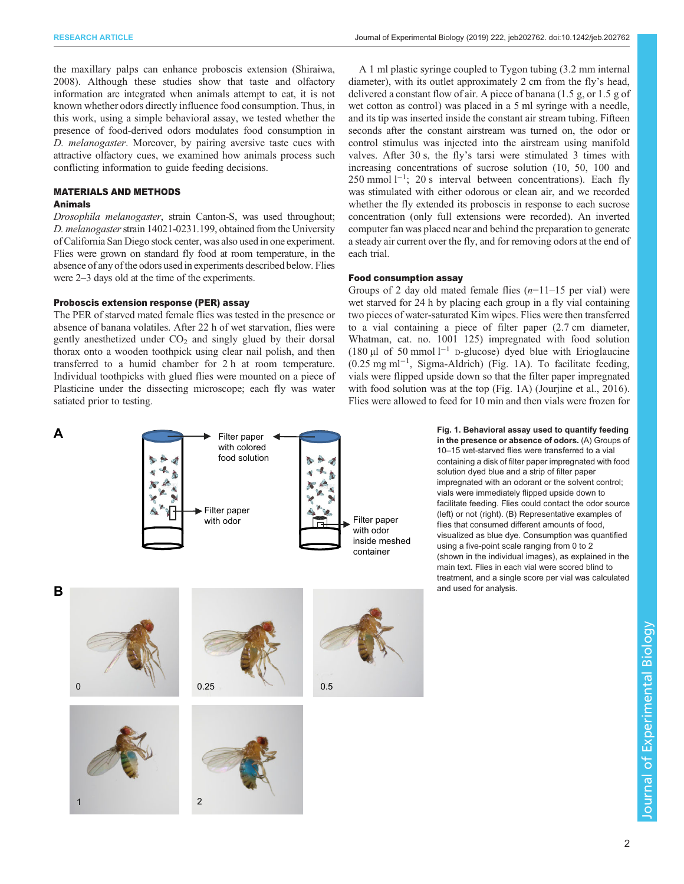the maxillary palps can enhance proboscis extension (Shiraiwa, 2008). Although these studies show that taste and olfactory information are integrated when animals attempt to eat, it is not known whether odors directly influence food consumption. Thus, in this work, using a simple behavioral assay, we tested whether the presence of food-derived odors modulates food consumption in *D. melanogaster*. Moreover, by pairing aversive taste cues with attractive olfactory cues, we examined how animals process such conflicting information to guide feeding decisions.

## MATERIALS AND METHODS

### Animals

*Drosophila melanogaster*, strain Canton-S, was used throughout; *D. melanogaster* strain 14021-0231.199, obtained from the University of California San Diego stock center, was also used in one experiment. Flies were grown on standard fly food at room temperature, in the absence of any of the odors used in experiments described below. Flies were 2–3 days old at the time of the experiments.

### Proboscis extension response (PER) assay

The PER of starved mated female flies was tested in the presence or absence of banana volatiles. After 22 h of wet starvation, flies were gently anesthetized under $CO_2$ and singly glued by their dorsal thorax onto a wooden toothpick using clear nail polish, and then transferred to a humid chamber for 2 h at room temperature. Individual toothpicks with glued flies were mounted on a piece of Plasticine under the dissecting microscope; each fly was water satiated prior to testing.

A 1 ml plastic syringe coupled to Tygon tubing (3.2 mm internal diameter), with its outlet approximately 2 cm from the fly's head, delivered a constant flow of air. A piece of banana (1.5 g, or 1.5 g of wet cotton as control) was placed in a 5 ml syringe with a needle, and its tip was inserted inside the constant air stream tubing. Fifteen seconds after the constant airstream was turned on, the odor or control stimulus was injected into the airstream using manifold valves. After 30 s, the fly's tarsi were stimulated 3 times with increasing concentrations of sucrose solution (10, 50, 100 and 250 mmol $l^{-1}$; 20 s interval between concentrations). Each fly was stimulated with either odorous or clean air, and we recorded whether the fly extended its proboscis in response to each sucrose concentration (only full extensions were recorded). An inverted computer fan was placed near and behind the preparation to generate a steady air current over the fly, and for removing odors at the end of each trial.

### Food consumption assay

Groups of 2 day old mated female flies ($n$=11–15 per vial) were wet starved for 24 h by placing each group in a fly vial containing two pieces of water-saturated Kim wipes. Flies were then transferred to a vial containing a piece of filter paper (2.7 cm diameter, Whatman, cat. no. 1001 125) impregnated with food solution (180 µl of 50 mmol $l^{-1}$ D-glucose) dyed blue with Erioglaucine (0.25 mg $ml^{-1}$, Sigma-Aldrich) (Fig. 1A). To facilitate feeding, vials were flipped upside down so that the filter paper impregnated with food solution was at the top (Fig. 1A) (Jourjine et al., 2016). Flies were allowed to feed for 10 min and then vials were frozen for

**Fig. 1. Behavioral assay used to quantify feeding in the presence or absence of odors.** (A) Groups of 10–15 wet-starved flies were transferred to a vial containing a disk of filter paper impregnated with food solution dyed blue and a strip of filter paper impregnated with an odorant or the solvent control; vials were immediately flipped upside down to facilitate feeding. Flies could contact the odor source (left) or not (right). (B) Representative examples of flies that consumed different amounts of food, visualized as blue dye. Consumption was quantified using a five-point scale ranging from 0 to 2 (shown in the individual images), as explained in the main text. Flies in each vial were scored blind to treatment, and a single score per vial was calculated and used for analysis.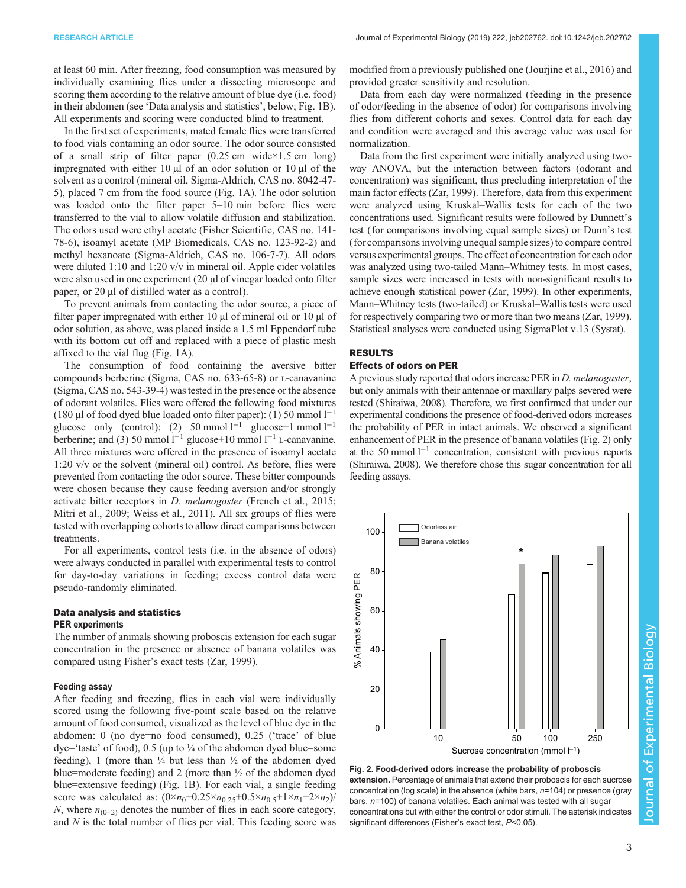at least 60 min. After freezing, food consumption was measured by individually examining flies under a dissecting microscope and scoring them according to the relative amount of blue dye (i.e. food) in their abdomen (see 'Data analysis and statistics', below; Fig. 1B). All experiments and scoring were conducted blind to treatment.

In the first set of experiments, mated female flies were transferred to food vials containing an odor source. The odor source consisted of a small strip of filter paper (0.25 cm wide×1.5 cm long) impregnated with either 10 µl of an odor solution or 10 µl of the solvent as a control (mineral oil, Sigma-Aldrich, CAS no. 8042-47-5), placed 7 cm from the food source (Fig. 1A). The odor solution was loaded onto the filter paper 5–10 min before flies were transferred to the vial to allow volatile diffusion and stabilization. The odors used were ethyl acetate (Fisher Scientific, CAS no. 141-78-6), isoamyl acetate (MP Biomedicals, CAS no. 123-92-2) and methyl hexanoate (Sigma-Aldrich, CAS no. 106-7-7). All odors were diluted 1:10 and 1:20 v/v in mineral oil. Apple cider volatiles were also used in one experiment (20 µl of vinegar loaded onto filter paper, or 20 µl of distilled water as a control).

To prevent animals from contacting the odor source, a piece of filter paper impregnated with either 10 µl of mineral oil or 10 µl of odor solution, as above, was placed inside a 1.5 ml Eppendorf tube with its bottom cut off and replaced with a piece of plastic mesh affixed to the vial flug (Fig. 1A).

The consumption of food containing the aversive bitter compounds berberine (Sigma, CAS no. 633-65-8) or L-canavanine (Sigma, CAS no. 543-39-4) was tested in the presence or the absence of odorant volatiles. Flies were offered the following food mixtures (180 µl of food dyed blue loaded onto filter paper): (1) 50 mmol $l^{-1}$ glucose only (control); (2) 50 mmol $l^{-1}$ glucose+1 mmol $l^{-1}$ berberine; and (3) 50 mmol $l^{-1}$ glucose+10 mmol $l^{-1}$ L-canavanine. All three mixtures were offered in the presence of isoamyl acetate 1:20 v/v or the solvent (mineral oil) control. As before, flies were prevented from contacting the odor source. These bitter compounds were chosen because they cause feeding aversion and/or strongly activate bitter receptors in *D. melanogaster* (French et al., 2015; Mitri et al., 2009; Weiss et al., 2011). All six groups of flies were tested with overlapping cohorts to allow direct comparisons between treatments.

For all experiments, control tests (i.e. in the absence of odors) were always conducted in parallel with experimental tests to control for day-to-day variations in feeding; excess control data were pseudo-randomly eliminated.

## Data analysis and statistics

### PER experiments

The number of animals showing proboscis extension for each sugar concentration in the presence or absence of banana volatiles was compared using Fisher's exact tests (Zar, 1999).

### Feeding assay

After feeding and freezing, flies in each vial were individually scored using the following five-point scale based on the relative amount of food consumed, visualized as the level of blue dye in the abdomen: 0 (no dye=no food consumed), 0.25 ('trace' of blue dye='taste' of food), 0.5 (up to ¼ of the abdomen dyed blue=some feeding), 1 (more than ¼ but less than ½ of the abdomen dyed blue=moderate feeding) and 2 (more than ½ of the abdomen dyed blue=extensive feeding) (Fig. 1B). For each vial, a single feeding score was calculated as: $(0\times n_0+0.25\times n_{0.25}+0.5\times n_{0.5}+1\times n_1+2\times n_2)/N$, where $n_{(0-2)}$ denotes the number of flies in each score category, and $N$ is the total number of flies per vial. This feeding score was modified from a previously published one (Jourjine et al., 2016) and provided greater sensitivity and resolution.

Data from each day were normalized (feeding in the presence of odor/feeding in the absence of odor) for comparisons involving flies from different cohorts and sexes. Control data for each day and condition were averaged and this average value was used for normalization.

Data from the first experiment were initially analyzed using two-way ANOVA, but the interaction between factors (odorant and concentration) was significant, thus precluding interpretation of the main factor effects (Zar, 1999). Therefore, data from this experiment were analyzed using Kruskal–Wallis tests for each of the two concentrations used. Significant results were followed by Dunnett's test (for comparisons involving equal sample sizes) or Dunn's test (for comparisons involving unequal sample sizes) to compare control versus experimental groups. The effect of concentration for each odor was analyzed using two-tailed Mann–Whitney tests. In most cases, sample sizes were increased in tests with non-significant results to achieve enough statistical power (Zar, 1999). In other experiments, Mann–Whitney tests (two-tailed) or Kruskal–Wallis tests were used for respectively comparing two or more than two means (Zar, 1999). Statistical analyses were conducted using SigmaPlot v.13 (Systat).

# RESULTS

## Effects of odors on PER

A previous study reported that odors increase PER in *D. melanogaster*, but only animals with their antennae or maxillary palps severed were tested (Shiraiwa, 2008). Therefore, we first confirmed that under our experimental conditions the presence of food-derived odors increases the probability of PER in intact animals. We observed a significant enhancement of PER in the presence of banana volatiles (Fig. 2) only at the 50 mmol $l^{-1}$ concentration, consistent with previous reports (Shiraiwa, 2008). We therefore chose this sugar concentration for all feeding assays.

**Fig. 2. Food-derived odors increase the probability of proboscis extension.** Percentage of animals that extend their proboscis for each sucrose concentration (log scale) in the absence (white bars, $n$=104) or presence (gray bars, $n$=100) of banana volatiles. Each animal was tested with all sugar concentrations but with either the control or odor stimuli. The asterisk indicates significant differences (Fisher's exact test, $P$<0.05).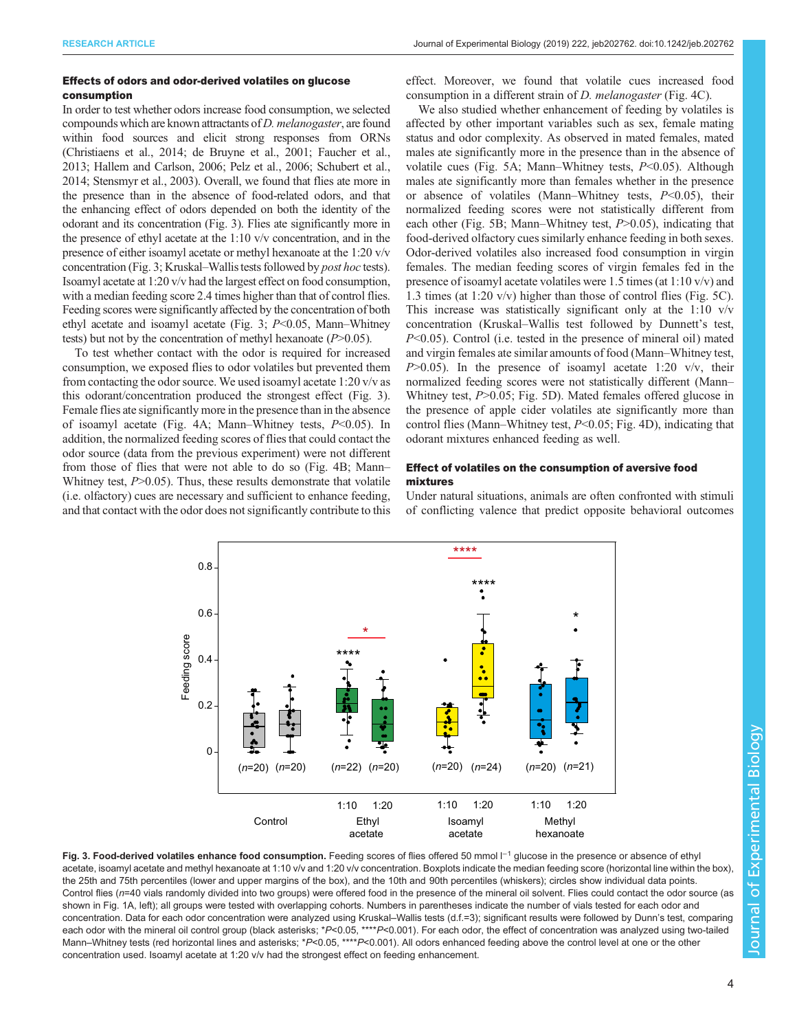### Effects of odors and odor-derived volatiles on glucose consumption

In order to test whether odors increase food consumption, we selected compounds which are known attractants of *D. melanogaster*, are found within food sources and elicit strong responses from ORNs (Christiaens et al., 2014; de Bruyne et al., 2001; Faucher et al., 2013; Hallem and Carlson, 2006; Pelz et al., 2006; Schubert et al., 2014; Stensmyr et al., 2003). Overall, we found that flies ate more in the presence than in the absence of food-related odors, and that the enhancing effect of odors depended on both the identity of the odorant and its concentration (Fig. 3). Flies ate significantly more in the presence of ethyl acetate at the 1:10 v/v concentration, and in the presence of either isoamyl acetate or methyl hexanoate at the 1:20 v/v concentration (Fig. 3; Kruskal–Wallis tests followed by *post hoc* tests). Isoamyl acetate at 1:20 v/v had the largest effect on food consumption, with a median feeding score 2.4 times higher than that of control flies. Feeding scores were significantly affected by the concentration of both ethyl acetate and isoamyl acetate (Fig. 3; $P$<0.05, Mann–Whitney tests) but not by the concentration of methyl hexanoate ($P$>0.05).

To test whether contact with the odor is required for increased consumption, we exposed flies to odor volatiles but prevented them from contacting the odor source. We used isoamyl acetate 1:20 v/v as this odorant/concentration produced the strongest effect (Fig. 3). Female flies ate significantly more in the presence than in the absence of isoamyl acetate (Fig. 4A; Mann–Whitney tests, $P$<0.05). In addition, the normalized feeding scores of flies that could contact the odor source (data from the previous experiment) were not different from those of flies that were not able to do so (Fig. 4B; Mann–Whitney test, $P$>0.05). Thus, these results demonstrate that volatile (i.e. olfactory) cues are necessary and sufficient to enhance feeding, and that contact with the odor does not significantly contribute to this effect. Moreover, we found that volatile cues increased food consumption in a different strain of *D. melanogaster* (Fig. 4C).

We also studied whether enhancement of feeding by volatiles is affected by other important variables such as sex, female mating status and odor complexity. As observed in mated females, mated males ate significantly more in the presence than in the absence of volatile cues (Fig. 5A; Mann–Whitney tests, $P$<0.05). Although males ate significantly more than females whether in the presence or absence of volatiles (Mann–Whitney tests, $P$<0.05), their normalized feeding scores were not statistically different from each other (Fig. 5B; Mann–Whitney test, $P$>0.05), indicating that food-derived olfactory cues similarly enhance feeding in both sexes. Odor-derived volatiles also increased food consumption in virgin females. The median feeding scores of virgin females fed in the presence of isoamyl acetate volatiles were 1.5 times (at 1:10 v/v) and 1.3 times (at 1:20 v/v) higher than those of control flies (Fig. 5C). This increase was statistically significant only at the 1:10 v/v concentration (Kruskal–Wallis test followed by Dunnett's test, $P$<0.05). Control (i.e. tested in the presence of mineral oil) mated and virgin females ate similar amounts of food (Mann–Whitney test, $P$>0.05). In the presence of isoamyl acetate 1:20 v/v, their normalized feeding scores were not statistically different (Mann–Whitney test, $P$>0.05; Fig. 5D). Mated females offered glucose in the presence of apple cider volatiles ate significantly more than control flies (Mann–Whitney test, $P$<0.05; Fig. 4D), indicating that odorant mixtures enhanced feeding as well.

### Effect of volatiles on the consumption of aversive food mixtures

Under natural situations, animals are often confronted with stimuli of conflicting valence that predict opposite behavioral outcomes

**Fig. 3. Food-derived volatiles enhance food consumption.** Feeding scores of flies offered 50 mmol l$^{-1}$ glucose in the presence or absence of ethyl acetate, isoamyl acetate and methyl hexanoate at 1:10 v/v and 1:20 v/v concentration. Boxplots indicate the median feeding score (horizontal line within the box), the 25th and 75th percentiles (lower and upper margins of the box), and the 10th and 90th percentiles (whiskers); circles show individual data points. Control flies ($n$=40 vials randomly divided into two groups) were offered food in the presence of the mineral oil solvent. Flies could contact the odor source (as shown in Fig. 1A, left); all groups were tested with overlapping cohorts. Numbers in parentheses indicate the number of vials tested for each odor and concentration. Data for each odor concentration were analyzed using Kruskal–Wallis tests (d.f.=3); significant results were followed by Dunn's test, comparing each odor with the mineral oil control group (black asterisks; *$P$<0.05, ****$P$<0.001). For each odor, the effect of concentration was analyzed using two-tailed Mann–Whitney tests (red horizontal lines and asterisks; *$P$<0.05, ****$P$<0.001). All odors enhanced feeding above the control level at one or the other concentration used. Isoamyl acetate at 1:20 v/v had the strongest effect on feeding enhancement.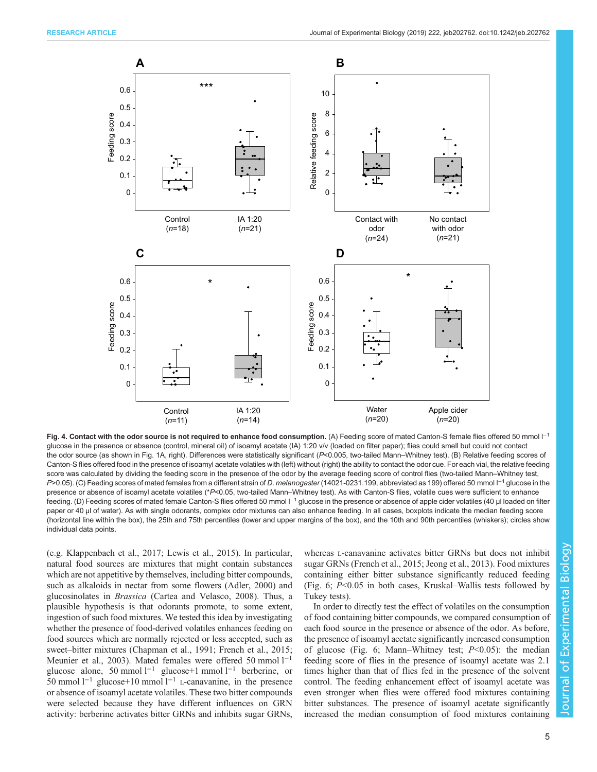**Fig. 4. Contact with the odor source is not required to enhance food consumption.** (A) Feeding score of mated Canton-S female flies offered 50 mmol l$^{-1}$ glucose in the presence or absence (control, mineral oil) of isoamyl acetate (IA) 1:20 v/v (loaded on filter paper); flies could smell but could not contact the odor source (as shown in Fig. 1A, right). Differences were statistically significant ($P$<0.005, two-tailed Mann–Whitney test). (B) Relative feeding scores of Canton-S flies offered food in the presence of isoamyl acetate volatiles with (left) without (right) the ability to contact the odor cue. For each vial, the relative feeding score was calculated by dividing the feeding score in the presence of the odor by the average feeding score of control flies (two-tailed Mann–Whitney test, $P$>0.05). (C) Feeding scores of mated females from a different strain of *D. melanogaster* (14021-0231.199, abbreviated as 199) offered 50 mmol l$^{-1}$ glucose in the presence or absence of isoamyl acetate volatiles (*$P$<0.05, two-tailed Mann–Whitney test). As with Canton-S flies, volatile cues were sufficient to enhance feeding. (D) Feeding scores of mated female Canton-S flies offered 50 mmol l$^{-1}$ glucose in the presence or absence of apple cider volatiles (40 µl loaded on filter paper or 40 µl of water). As with single odorants, complex odor mixtures can also enhance feeding. In all cases, boxplots indicate the median feeding score (horizontal line within the box), the 25th and 75th percentiles (lower and upper margins of the box), and the 10th and 90th percentiles (whiskers); circles show individual data points.

(e.g. Klappenbach et al., 2017; Lewis et al., 2015). In particular, natural food sources are mixtures that might contain substances which are not appetitive by themselves, including bitter compounds, such as alkaloids in nectar from some flowers (Adler, 2000) and glucosinolates in *Brassica* (Cartea and Velasco, 2008). Thus, a plausible hypothesis is that odorants promote, to some extent, ingestion of such food mixtures. We tested this idea by investigating whether the presence of food-derived volatiles enhances feeding on food sources which are normally rejected or less accepted, such as sweet–bitter mixtures (Chapman et al., 1991; French et al., 2015; Meunier et al., 2003). Mated females were offered 50 mmol l$^{-1}$ glucose alone, 50 mmol l$^{-1}$ glucose+1 mmol l$^{-1}$ berberine, or 50 mmol l$^{-1}$ glucose+10 mmol l$^{-1}$ L-canavanine, in the presence or absence of isoamyl acetate volatiles. These two bitter compounds were selected because they have different influences on GRN activity: berberine activates bitter GRNs and inhibits sugar GRNs, whereas L-canavanine activates bitter GRNs but does not inhibit sugar GRNs (French et al., 2015; Jeong et al., 2013). Food mixtures containing either bitter substance significantly reduced feeding (Fig. 6; $P$<0.05 in both cases, Kruskal–Wallis tests followed by Tukey tests).

In order to directly test the effect of volatiles on the consumption of food containing bitter compounds, we compared consumption of each food source in the presence or absence of the odor. As before, the presence of isoamyl acetate significantly increased consumption of glucose (Fig. 6; Mann–Whitney test; $P$<0.05): the median feeding score of flies in the presence of isoamyl acetate was 2.1 times higher than that of flies fed in the presence of the solvent control. The feeding enhancement effect of isoamyl acetate was even stronger when flies were offered food mixtures containing bitter substances. The presence of isoamyl acetate significantly increased the median consumption of food mixtures containing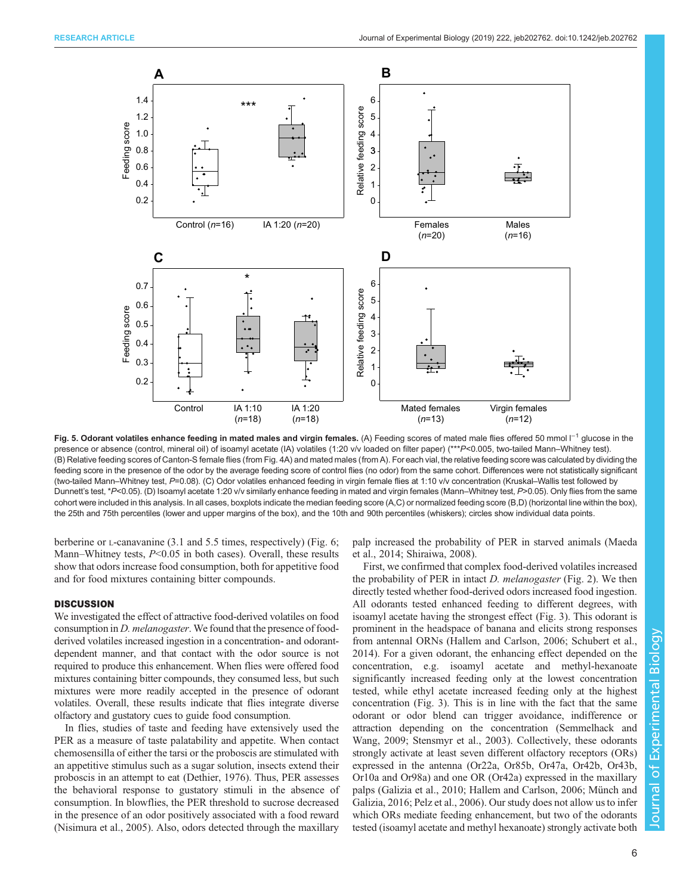**Fig. 5. Odorant volatiles enhance feeding in mated males and virgin females.** (A) Feeding scores of mated male flies offered 50 mmol $l^{-1}$ glucose in the presence or absence (control, mineral oil) of isoamyl acetate (IA) volatiles (1:20 v/v loaded on filter paper) (\*\*\**P*<0.005, two-tailed Mann–Whitney test). (B) Relative feeding scores of Canton-S female flies (from Fig. 4A) and mated males (from A). For each vial, the relative feeding score was calculated by dividing the feeding score in the presence of the odor by the average feeding score of control flies (no odor) from the same cohort. Differences were not statistically significant (two-tailed Mann–Whitney test, *P*=0.08). (C) Odor volatiles enhanced feeding in virgin female flies at 1:10 v/v concentration (Kruskal–Wallis test followed by Dunnett's test, \**P*<0.05). (D) Isoamyl acetate 1:20 v/v similarly enhance feeding in mated and virgin females (Mann–Whitney test, *P*>0.05). Only flies from the same cohort were included in this analysis. In all cases, boxplots indicate the median feeding score (A,C) or normalized feeding score (B,D) (horizontal line within the box), the 25th and 75th percentiles (lower and upper margins of the box), and the 10th and 90th percentiles (whiskers); circles show individual data points.

berberine or L-canavanine (3.1 and 5.5 times, respectively) (Fig. 6; Mann–Whitney tests, *P*<0.05 in both cases). Overall, these results show that odors increase food consumption, both for appetitive food and for food mixtures containing bitter compounds.

## DISCUSSION

We investigated the effect of attractive food-derived volatiles on food consumption in *D. melanogaster*. We found that the presence of food-derived volatiles increased ingestion in a concentration- and odorant-dependent manner, and that contact with the odor source is not required to produce this enhancement. When flies were offered food mixtures containing bitter compounds, they consumed less, but such mixtures were more readily accepted in the presence of odorant volatiles. Overall, these results indicate that flies integrate diverse olfactory and gustatory cues to guide food consumption.

In flies, studies of taste and feeding have extensively used the PER as a measure of taste palatability and appetite. When contact chemosensilla of either the tarsi or the proboscis are stimulated with an appetitive stimulus such as a sugar solution, insects extend their proboscis in an attempt to eat (Dethier, 1976). Thus, PER assesses the behavioral response to gustatory stimuli in the absence of consumption. In blowflies, the PER threshold to sucrose decreased in the presence of an odor positively associated with a food reward (Nisimura et al., 2005). Also, odors detected through the maxillary palp increased the probability of PER in starved animals (Maeda et al., 2014; Shiraiwa, 2008).

First, we confirmed that complex food-derived volatiles increased the probability of PER in intact *D. melanogaster* (Fig. 2). We then directly tested whether food-derived odors increased food ingestion. All odorants tested enhanced feeding to different degrees, with isoamyl acetate having the strongest effect (Fig. 3). This odorant is prominent in the headspace of banana and elicits strong responses from antennal ORNs (Hallem and Carlson, 2006; Schubert et al., 2014). For a given odorant, the enhancing effect depended on the concentration, e.g. isoamyl acetate and methyl-hexanoate significantly increased feeding only at the lowest concentration tested, while ethyl acetate increased feeding only at the highest concentration (Fig. 3). This is in line with the fact that the same odorant or odor blend can trigger avoidance, indifference or attraction depending on the concentration (Semmelhack and Wang, 2009; Stensmyr et al., 2003). Collectively, these odorants strongly activate at least seven different olfactory receptors (ORs) expressed in the antenna (Or22a, Or85b, Or47a, Or42b, Or43b, Or10a and Or98a) and one OR (Or42a) expressed in the maxillary palps (Galizia et al., 2010; Hallem and Carlson, 2006; Münch and Galizia, 2016; Pelz et al., 2006). Our study does not allow us to infer which ORs mediate feeding enhancement, but two of the odorants tested (isoamyl acetate and methyl hexanoate) strongly activate both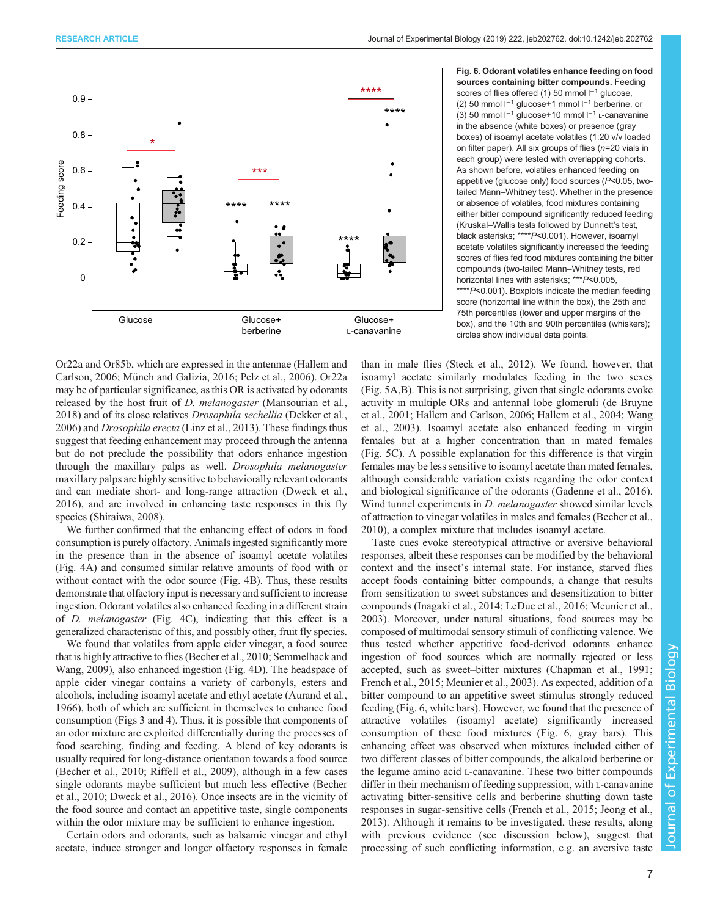**Fig. 6. Odorant volatiles enhance feeding on food sources containing bitter compounds.** Feeding scores of flies offered (1) 50 mmol l$^{-1}$ glucose, (2) 50 mmol l$^{-1}$ glucose+1 mmol l$^{-1}$ berberine, or (3) 50 mmol l$^{-1}$ glucose+10 mmol l$^{-1}$ L-canavanine in the absence (white boxes) or presence (gray boxes) of isoamyl acetate volatiles (1:20 v/v loaded on filter paper). All six groups of flies ($n$=20 vials in each group) were tested with overlapping cohorts. As shown before, volatiles enhanced feeding on appetitive (glucose only) food sources ($P$<0.05, two-tailed Mann–Whitney test). Whether in the presence or absence of volatiles, food mixtures containing either bitter compound significantly reduced feeding (Kruskal–Wallis tests followed by Dunnett's test, black asterisks; ****$P$<0.001). However, isoamyl acetate volatiles significantly increased the feeding scores of flies fed food mixtures containing the bitter compounds (two-tailed Mann–Whitney tests, red horizontal lines with asterisks; ***$P$<0.005, ****$P$<0.001). Boxplots indicate the median feeding score (horizontal line within the box), the 25th and 75th percentiles (lower and upper margins of the box), and the 10th and 90th percentiles (whiskers); circles show individual data points.

Or22a and Or85b, which are expressed in the antennae (Hallem and Carlson, 2006; Münch and Galizia, 2016; Pelz et al., 2006). Or22a may be of particular significance, as this OR is activated by odorants released by the host fruit of *D. melanogaster* (Mansourian et al., 2018) and of its close relatives *Drosophila sechellia* (Dekker et al., 2006) and *Drosophila erecta* (Linz et al., 2013). These findings thus suggest that feeding enhancement may proceed through the antenna but do not preclude the possibility that odors enhance ingestion through the maxillary palps as well. *Drosophila melanogaster* maxillary palps are highly sensitive to behaviorally relevant odorants and can mediate short- and long-range attraction (Dweck et al., 2016), and are involved in enhancing taste responses in this fly species (Shiraiwa, 2008).

We further confirmed that the enhancing effect of odors in food consumption is purely olfactory. Animals ingested significantly more in the presence than in the absence of isoamyl acetate volatiles (Fig. 4A) and consumed similar relative amounts of food with or without contact with the odor source (Fig. 4B). Thus, these results demonstrate that olfactory input is necessary and sufficient to increase ingestion. Odorant volatiles also enhanced feeding in a different strain of *D. melanogaster* (Fig. 4C), indicating that this effect is a generalized characteristic of this, and possibly other, fruit fly species.

We found that volatiles from apple cider vinegar, a food source that is highly attractive to flies (Becher et al., 2010; Semmelhack and Wang, 2009), also enhanced ingestion (Fig. 4D). The headspace of apple cider vinegar contains a variety of carbonyls, esters and alcohols, including isoamyl acetate and ethyl acetate (Aurand et al., 1966), both of which are sufficient in themselves to enhance food consumption (Figs 3 and 4). Thus, it is possible that components of an odor mixture are exploited differentially during the processes of food searching, finding and feeding. A blend of key odorants is usually required for long-distance orientation towards a food source (Becher et al., 2010; Riffell et al., 2009), although in a few cases single odorants maybe sufficient but much less effective (Becher et al., 2010; Dweck et al., 2016). Once insects are in the vicinity of the food source and contact an appetitive taste, single components within the odor mixture may be sufficient to enhance ingestion.

Certain odors and odorants, such as balsamic vinegar and ethyl acetate, induce stronger and longer olfactory responses in female than in male flies (Steck et al., 2012). We found, however, that isoamyl acetate similarly modulates feeding in the two sexes (Fig. 5A,B). This is not surprising, given that single odorants evoke activity in multiple ORs and antennal lobe glomeruli (de Bruyne et al., 2001; Hallem and Carlson, 2006; Hallem et al., 2004; Wang et al., 2003). Isoamyl acetate also enhanced feeding in virgin females but at a higher concentration than in mated females (Fig. 5C). A possible explanation for this difference is that virgin females may be less sensitive to isoamyl acetate than mated females, although considerable variation exists regarding the odor context and biological significance of the odorants (Gadenne et al., 2016). Wind tunnel experiments in *D. melanogaster* showed similar levels of attraction to vinegar volatiles in males and females (Becher et al., 2010), a complex mixture that includes isoamyl acetate.

Taste cues evoke stereotypical attractive or aversive behavioral responses, albeit these responses can be modified by the behavioral context and the insect's internal state. For instance, starved flies accept foods containing bitter compounds, a change that results from sensitization to sweet substances and desensitization to bitter compounds (Inagaki et al., 2014; LeDue et al., 2016; Meunier et al., 2003). Moreover, under natural situations, food sources may be composed of multimodal sensory stimuli of conflicting valence. We thus tested whether appetitive food-derived odorants enhance ingestion of food sources which are normally rejected or less accepted, such as sweet–bitter mixtures (Chapman et al., 1991; French et al., 2015; Meunier et al., 2003). As expected, addition of a bitter compound to an appetitive sweet stimulus strongly reduced feeding (Fig. 6, white bars). However, we found that the presence of attractive volatiles (isoamyl acetate) significantly increased consumption of these food mixtures (Fig. 6, gray bars). This enhancing effect was observed when mixtures included either of two different classes of bitter compounds, the alkaloid berberine or the legume amino acid L-canavanine. These two bitter compounds differ in their mechanism of feeding suppression, with L-canavanine activating bitter-sensitive cells and berberine shutting down taste responses in sugar-sensitive cells (French et al., 2015; Jeong et al., 2013). Although it remains to be investigated, these results, along with previous evidence (see discussion below), suggest that processing of such conflicting information, e.g. an aversive taste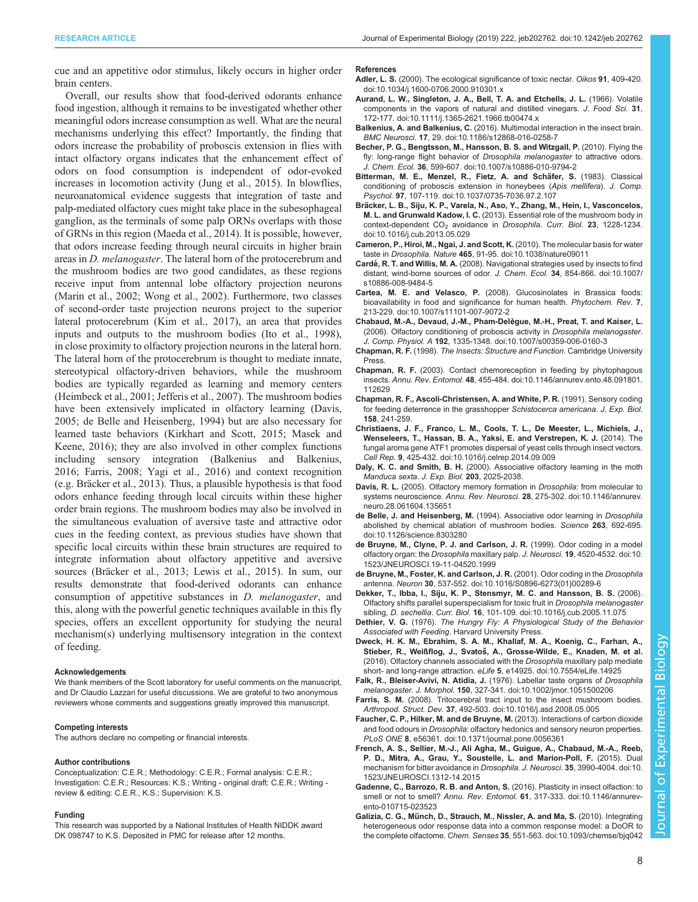cue and an appetitive odor stimulus, likely occurs in higher order brain centers.

Overall, our results show that food-derived odorants enhance food ingestion, although it remains to be investigated whether other meaningful odors increase consumption as well. What are the neural mechanisms underlying this effect? Importantly, the finding that odors increase the probability of proboscis extension in flies with intact olfactory organs indicates that the enhancement effect of odors on food consumption is independent of odor-evoked increases in locomotion activity (Jung et al., 2015). In blowflies, neuroanatomical evidence suggests that integration of taste and palp-mediated olfactory cues might take place in the subesophageal ganglion, as the terminals of some palp ORNs overlaps with those of GRNs in this region (Maeda et al., 2014). It is possible, however, that odors increase feeding through neural circuits in higher brain areas in *D. melanogaster*. The lateral horn of the protocerebrum and the mushroom bodies are two good candidates, as these regions receive input from antennal lobe olfactory projection neurons (Marin et al., 2002; Wong et al., 2002). Furthermore, two classes of second-order taste projection neurons project to the superior lateral protocerebrum (Kim et al., 2017), an area that provides inputs and outputs to the mushroom bodies (Ito et al., 1998), in close proximity to olfactory projection neurons in the lateral horn. The lateral horn of the protocerebrum is thought to mediate innate, stereotypical olfactory-driven behaviors, while the mushroom bodies are typically regarded as learning and memory centers (Heimbeck et al., 2001; Jefferis et al., 2007). The mushroom bodies have been extensively implicated in olfactory learning (Davis, 2005; de Belle and Heisenberg, 1994) but are also necessary for learned taste behaviors (Kirkhart and Scott, 2015; Masek and Keene, 2016); they are also involved in other complex functions including sensory integration (Balkenius and Balkenius, 2016; Farris, 2008; Yagi et al., 2016) and context recognition (e.g. Bräcker et al., 2013). Thus, a plausible hypothesis is that food odors enhance feeding through local circuits within these higher order brain regions. The mushroom bodies may also be involved in the simultaneous evaluation of aversive taste and attractive odor cues in the feeding context, as previous studies have shown that specific local circuits within these brain structures are required to integrate information about olfactory appetitive and aversive sources (Bräcker et al., 2013; Lewis et al., 2015). In sum, our results demonstrate that food-derived odorants can enhance consumption of appetitive substances in *D. melanogaster*, and this, along with the powerful genetic techniques available in this fly species, offers an excellent opportunity for studying the neural mechanism(s) underlying multisensory integration in the context of feeding.

#### Acknowledgements
We thank members of the Scott laboratory for useful comments on the manuscript, and Dr Claudio Lazzari for useful discussions. We are grateful to two anonymous reviewers whose comments and suggestions greatly improved this manuscript.

#### Competing interests
The authors declare no competing or financial interests.

#### Author contributions
Conceptualization: C.E.R.; Methodology: C.E.R.; Formal analysis: C.E.R.; Investigation: C.E.R.; Resources: K.S.; Writing - original draft: C.E.R.; Writing - review & editing: C.E.R., K.S.; Supervision: K.S.

#### Funding
This research was supported by a National Institutes of Health NIDDK award DK 098747 to K.S. Deposited in PMC for release after 12 months.

#### References

**Adler, L. S.** (2000). The ecological significance of toxic nectar. *Oikos* **91**, 409-420. doi:10.1034/j.1600-0706.2000.910301.x

**Aurand, L. W., Singleton, J. A., Bell, T. A. and Etchells, J. L.** (1966). Volatile components in the vapors of natural and distilled vinegars. *J. Food Sci.* **31**, 172-177. doi:10.1111/j.1365-2621.1966.tb00474.x

**Balkenius, A. and Balkenius, C.** (2016). Multimodal interaction in the insect brain. *BMC Neurosci.* **17**, 29. doi:10.1186/s12868-016-0258-7

**Becher, P. G., Bengtsson, M., Hansson, B. S. and Witzgall, P.** (2010). Flying the fly: long-range flight behavior of *Drosophila melanogaster* to attractive odors. *J. Chem. Ecol.* **36**, 599-607. doi:10.1007/s10886-010-9794-2

**Bitterman, M. E., Menzel, R., Fietz, A. and Schäfer, S.** (1983). Classical conditioning of proboscis extension in honeybees (*Apis mellifera*). *J. Comp. Psychol.* **97**, 107-119. doi:10.1037/0735-7036.97.2.107

**Bräcker, L. B., Siju, K. P., Varela, N., Aso, Y., Zhang, M., Hein, I., Vasconcelos, M. L. and Grunwald Kadow, I. C.** (2013). Essential role of the mushroom body in context-dependent $CO_2$ avoidance in *Drosophila*. *Curr. Biol.* **23**, 1228-1234. doi:10.1016/j.cub.2013.05.029

**Cameron, P., Hiroi, M., Ngai, J. and Scott, K.** (2010). The molecular basis for water taste in *Drosophila*. *Nature* **465**, 91-95. doi:10.1038/nature09011

**Cardé, R. T. and Willis, M. A.** (2008). Navigational strategies used by insects to find distant, wind-borne sources of odor. *J. Chem. Ecol.* **34**, 854-866. doi:10.1007/s10886-008-9484-5

**Cartea, M. E. and Velasco, P.** (2008). Glucosinolates in Brassica foods: bioavailability in food and significance for human health. *Phytochem. Rev.* **7**, 213-229. doi:10.1007/s11101-007-9072-2

**Chabaud, M.-A., Devaud, J.-M., Pham-Delègue, M.-H., Preat, T. and Kaiser, L.** (2006). Olfactory conditioning of proboscis activity in *Drosophila melanogaster*. *J. Comp. Physiol. A* **192**, 1335-1348. doi:10.1007/s00359-006-0160-3

**Chapman, R. F.** (1998). *The Insects: Structure and Function*. Cambridge University Press.

**Chapman, R. F.** (2003). Contact chemoreception in feeding by phytophagous insects. *Annu. Rev. Entomol.* **48**, 455-484. doi:10.1146/annurev.ento.48.091801.112629

**Chapman, R. F., Ascoli-Christensen, A. and White, P. R.** (1991). Sensory coding for feeding deterrence in the grasshopper *Schistocerca americana*. *J. Exp. Biol.* **158**, 241-259.

**Christiaens, J. F., Franco, L. M., Cools, T. L., De Meester, L., Michiels, J., Wenseleers, T., Hassan, B. A., Yaksi, E. and Verstrepen, K. J.** (2014). The fungal aroma gene ATF1 promotes dispersal of yeast cells through insect vectors. *Cell Rep.* **9**, 425-432. doi:10.1016/j.celrep.2014.09.009

**Daly, K. C. and Smith, B. H.** (2000). Associative olfactory learning in the moth *Manduca sexta*. *J. Exp. Biol.* **203**, 2025-2038.

**Davis, R. L.** (2005). Olfactory memory formation in *Drosophila*: from molecular to systems neuroscience. *Annu. Rev. Neurosci.* **28**, 275-302. doi:10.1146/annurev.neuro.28.061604.135651

**de Belle, J. and Heisenberg, M.** (1994). Associative odor learning in *Drosophila* abolished by chemical ablation of mushroom bodies. *Science* **263**, 692-695. doi:10.1126/science.8303280

**de Bruyne, M., Clyne, P. J. and Carlson, J. R.** (1999). Odor coding in a model olfactory organ: the *Drosophila* maxillary palp. *J. Neurosci.* **19**, 4520-4532. doi:10.1523/JNEUROSCI.19-11-04520.1999

**de Bruyne, M., Foster, K. and Carlson, J. R.** (2001). Odor coding in the *Drosophila* antenna. *Neuron* **30**, 537-552. doi:10.1016/S0896-6273(01)00289-6

**Dekker, T., Ibba, I., Siju, K. P., Stensmyr, M. C. and Hansson, B. S.** (2006). Olfactory shifts parallel superspecialism for toxic fruit in *Drosophila melanogaster* sibling, *D. sechellia*. *Curr. Biol.* **16**, 101-109. doi:10.1016/j.cub.2005.11.075

**Dethier, V. G.** (1976). *The Hungry Fly: A Physiological Study of the Behavior Associated with Feeding*. Harvard University Press.

**Dweck, H. K. M., Ebrahim, S. A. M., Khallaf, M. A., Koenig, C., Farhan, A., Stieber, R., Weißflog, J., Svatoš, A., Grosse-Wilde, E., Knaden, M. et al.** (2016). Olfactory channels associated with the *Drosophila* maxillary palp mediate short- and long-range attraction. *eLife* **5**, e14925. doi:10.7554/eLife.14925

**Falk, R., Bleiser-Avivi, N. Atidia, J.** (1976). Labellar taste organs of *Drosophila melanogaster*. *J. Morphol.* **150**, 327-341. doi:10.1002/jmor.1051500206

**Farris, S. M.** (2008). Tritocerebral tract input to the insect mushroom bodies. *Arthropod. Struct. Dev.* **37**, 492-503. doi:10.1016/j.asd.2008.05.005

**Faucher, C. P., Hilker, M. and de Bruyne, M.** (2013). Interactions of carbon dioxide and food odours in *Drosophila*: olfactory hedonics and sensory neuron properties. *PLoS ONE* **8**, e56361. doi:10.1371/journal.pone.0056361

**French, A. S., Sellier, M.-J., Ali Agha, M., Guigue, A., Chabaud, M.-A., Reeb, P. D., Mitra, A., Grau, Y., Soustelle, L. and Marion-Poll, F.** (2015). Dual mechanism for bitter avoidance in *Drosophila*. *J. Neurosci.* **35**, 3990-4004. doi:10.1523/JNEUROSCI.1312-14.2015

**Gadenne, C., Barrozo, R. B. and Anton, S.** (2016). Plasticity in insect olfaction: to smell or not to smell? *Annu. Rev. Entomol.* **61**, 317-333. doi:10.1146/annurev-ento-010715-023523

**Galizia, C. G., Münch, D., Strauch, M., Nissler, A. and Ma, S.** (2010). Integrating heterogeneous odor response data into a common response model: a DoOR to the complete olfactome. *Chem. Senses* **35**, 551-563. doi:10.1093/chemse/bjq042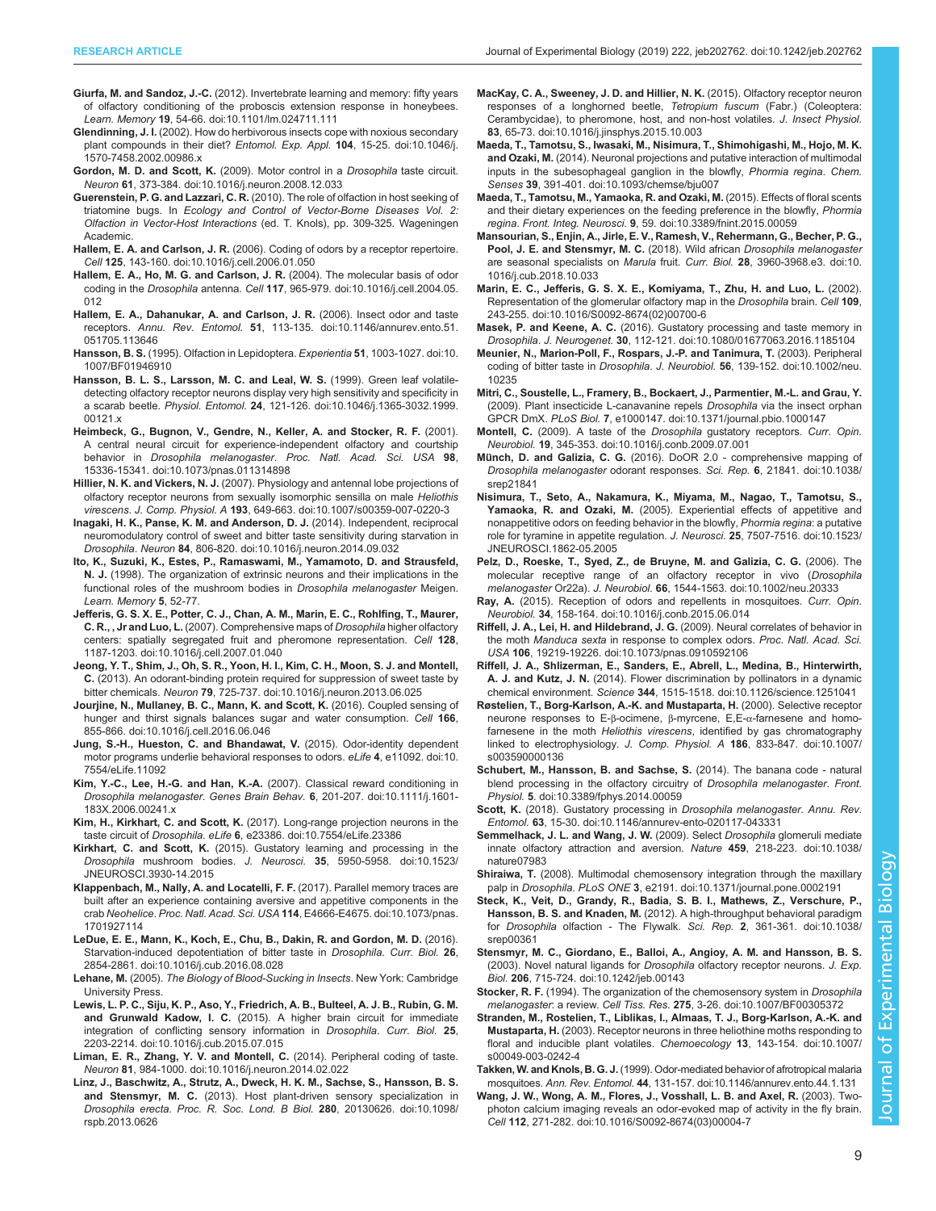**Giurfa, M. and Sandoz, J.-C.** (2012). Invertebrate learning and memory: fifty years of olfactory conditioning of the proboscis extension response in honeybees. *Learn. Memory* **19**, 54-66. doi:10.1101/lm.024711.111

**Glendinning, J. I.** (2002). How do herbivorous insects cope with noxious secondary plant compounds in their diet? *Entomol. Exp. Appl.* **104**, 15-25. doi:10.1046/j.1570-7458.2002.00986.x

**Gordon, M. D. and Scott, K.** (2009). Motor control in a *Drosophila* taste circuit. *Neuron* **61**, 373-384. doi:10.1016/j.neuron.2008.12.033

**Guerenstein, P. G. and Lazzari, C. R.** (2010). The role of olfaction in host seeking of triatomine bugs. In *Ecology and Control of Vector-Borne Diseases Vol. 2: Olfaction in Vector-Host Interactions* (ed. T. Knols), pp. 309-325. Wageningen Academic.

**Hallem, E. A. and Carlson, J. R.** (2006). Coding of odors by a receptor repertoire. *Cell* **125**, 143-160. doi:10.1016/j.cell.2006.01.050

**Hallem, E. A., Ho, M. G. and Carlson, J. R.** (2004). The molecular basis of odor coding in the *Drosophila* antenna. *Cell* **117**, 965-979. doi:10.1016/j.cell.2004.05.012

**Hallem, E. A., Dahanukar, A. and Carlson, J. R.** (2006). Insect odor and taste receptors. *Annu. Rev. Entomol.* **51**, 113-135. doi:10.1146/annurev.ento.51.051705.113646

**Hansson, B. S.** (1995). Olfaction in Lepidoptera. *Experientia* **51**, 1003-1027. doi:10.1007/BF01946910

**Hansson, B. S., Larsson, M. C. and Leal, W. S.** (1999). Green leaf volatile-detecting olfactory receptor neurons display very high sensitivity and specificity in a scarab beetle. *Physiol. Entomol.* **24**, 121-126. doi:10.1046/j.1365-3032.1999.00121.x

**Heimbeck, G., Bugnon, V., Gendre, N., Keller, A. and Stocker, R. F.** (2001). A central neural circuit for experience-independent olfactory and courtship behavior in *Drosophila melanogaster*. *Proc. Natl. Acad. Sci. USA* **98**, 15336-15341. doi:10.1073/pnas.011314898

**Hillier, N. K. and Vickers, N. J.** (2007). Physiology and antennal lobe projections of olfactory receptor neurons from sexually isomorphic sensilla on male *Heliothis virescens*. *J. Comp. Physiol. A* **193**, 649-663. doi:10.1007/s00359-007-0220-3

**Inagaki, H. K., Panse, K. M. and Anderson, D. J.** (2014). Independent, reciprocal neuromodulatory control of sweet and bitter taste sensitivity during starvation in *Drosophila*. *Neuron* **84**, 806-820. doi:10.1016/j.neuron.2014.09.032

**Ito, K., Suzuki, K., Estes, P., Ramaswami, M., Yamamoto, D. and Strausfeld, N. J.** (1998). The organization of extrinsic neurons and their implications in the functional roles of the mushroom bodies in *Drosophila melanogaster* Meigen. *Learn. Memory* **5**, 52-77.

**Jefferis, G. S. X. E., Potter, C. J., Chan, A. M., Marin, E. C., Rohlfing, T., Maurer, C. R., , Jr and Luo, L.** (2007). Comprehensive maps of *Drosophila* higher olfactory centers: spatially segregated fruit and pheromone representation. *Cell* **128**, 1187-1203. doi:10.1016/j.cell.2007.01.040

**Jeong, Y. T., Shim, J., Oh, S. R., Yoon, H. I., Kim, C. H., Moon, S. J. and Montell, C.** (2013). An odorant-binding protein required for suppression of sweet taste by bitter chemicals. *Neuron* **79**, 725-737. doi:10.1016/j.neuron.2013.06.025

**Jourjine, N., Mullaney, B. C., Mann, K. and Scott, K.** (2016). Coupled sensing of hunger and thirst signals balances sugar and water consumption. *Cell* **166**, 855-866. doi:10.1016/j.cell.2016.06.046

**Jung, S.-H., Hueston, C. and Bhandawat, V.** (2015). Odor-identity dependent motor programs underlie behavioral responses to odors. *eLife* **4**, e11092. doi:10.7554/eLife.11092

**Kim, Y.-C., Lee, H.-G. and Han, K.-A.** (2007). Classical reward conditioning in *Drosophila melanogaster*. *Genes Brain Behav.* **6**, 201-207. doi:10.1111/j.1601-183X.2006.00241.x

**Kim, H., Kirkhart, C. and Scott, K.** (2017). Long-range projection neurons in the taste circuit of *Drosophila*. *eLife* **6**, e23386. doi:10.7554/eLife.23386

**Kirkhart, C. and Scott, K.** (2015). Gustatory learning and processing in the *Drosophila* mushroom bodies. *J. Neurosci.* **35**, 5950-5958. doi:10.1523/JNEUROSCI.3930-14.2015

**Klappenbach, M., Nally, A. and Locatelli, F. F.** (2017). Parallel memory traces are built after an experience containing aversive and appetitive components in the crab *Neohelice*. *Proc. Natl. Acad. Sci. USA* **114**, E4666-E4675. doi:10.1073/pnas.1701927114

**LeDue, E. E., Mann, K., Koch, E., Chu, B., Dakin, R. and Gordon, M. D.** (2016). Starvation-induced depotentiation of bitter taste in *Drosophila*. *Curr. Biol.* **26**, 2854-2861. doi:10.1016/j.cub.2016.08.028

**Lehane, M.** (2005). *The Biology of Blood-Sucking in Insects*. New York: Cambridge University Press.

**Lewis, L. P. C., Siju, K. P., Aso, Y., Friedrich, A. B., Bulteel, A. J. B., Rubin, G. M. and Grunwald Kadow, I. C.** (2015). A higher brain circuit for immediate integration of conflicting sensory information in *Drosophila*. *Curr. Biol.* **25**, 2203-2214. doi:10.1016/j.cub.2015.07.015

**Liman, E. R., Zhang, Y. V. and Montell, C.** (2014). Peripheral coding of taste. *Neuron* **81**, 984-1000. doi:10.1016/j.neuron.2014.02.022

**Linz, J., Baschwitz, A., Strutz, A., Dweck, H. K. M., Sachse, S., Hansson, B. S. and Stensmyr, M. C.** (2013). Host plant-driven sensory specialization in *Drosophila erecta*. *Proc. R. Soc. Lond. B Biol.* **280**, 20130626. doi:10.1098/rspb.2013.0626

**MacKay, C. A., Sweeney, J. D. and Hillier, N. K.** (2015). Olfactory receptor neuron responses of a longhorned beetle, *Tetropium fuscum* (Fabr.) (Coleoptera: Cerambycidae), to pheromone, host, and non-host volatiles. *J. Insect Physiol.* **83**, 65-73. doi:10.1016/j.jinsphys.2015.10.003

**Maeda, T., Tamotsu, S., Iwasaki, M., Nisimura, T., Shimohigashi, M., Hojo, M. K. and Ozaki, M.** (2014). Neuronal projections and putative interaction of multimodal inputs in the subesophageal ganglion in the blowfly, *Phormia regina*. *Chem. Senses* **39**, 391-401. doi:10.1093/chemse/bju007

**Maeda, T., Tamotsu, M., Yamaoka, R. and Ozaki, M.** (2015). Effects of floral scents and their dietary experiences on the feeding preference in the blowfly, *Phormia regina*. *Front. Integ. Neurosci.* **9**, 59. doi:10.3389/fnint.2015.00059

**Mansourian, S., Enjin, A., Jirle, E. V., Ramesh, V., Rehermann, G., Becher, P. G., Pool, J. E. and Stensmyr, M. C.** (2018). Wild african *Drosophila melanogaster* are seasonal specialists on *Marula* fruit. *Curr. Biol.* **28**, 3960-3968.e3. doi:10.1016/j.cub.2018.10.033

**Marin, E. C., Jefferis, G. S. X. E., Komiyama, T., Zhu, H. and Luo, L.** (2002). Representation of the glomerular olfactory map in the *Drosophila* brain. *Cell* **109**, 243-255. doi:10.1016/S0092-8674(02)00700-6

**Masek, P. and Keene, A. C.** (2016). Gustatory processing and taste memory in *Drosophila*. *J. Neurogenet.* **30**, 112-121. doi:10.1080/01677063.2016.1185104

**Meunier, N., Marion-Poll, F., Rospars, J.-P. and Tanimura, T.** (2003). Peripheral coding of bitter taste in *Drosophila*. *J. Neurobiol.* **56**, 139-152. doi:10.1002/neu.10235

**Mitri, C., Soustelle, L., Framery, B., Bockaert, J., Parmentier, M.-L. and Grau, Y.** (2009). Plant insecticide L-canavanine repels *Drosophila* via the insect orphan GPCR DmX. *PLoS Biol.* **7**, e1000147. doi:10.1371/journal.pbio.1000147

**Montell, C.** (2009). A taste of the *Drosophila* gustatory receptors. *Curr. Opin. Neurobiol.* **19**, 345-353. doi:10.1016/j.conb.2009.07.001

**Münch, D. and Galizia, C. G.** (2016). DoOR 2.0 - comprehensive mapping of *Drosophila melanogaster* odorant responses. *Sci. Rep.* **6**, 21841. doi:10.1038/srep21841

**Nisimura, T., Seto, A., Nakamura, K., Miyama, M., Nagao, T., Tamotsu, S., Yamaoka, R. and Ozaki, M.** (2005). Experiential effects of appetitive and nonappetitive odors on feeding behavior in the blowfly, *Phormia regina*: a putative role for tyramine in appetite regulation. *J. Neurosci.* **25**, 7507-7516. doi:10.1523/JNEUROSCI.1862-05.2005

**Pelz, D., Roeske, T., Syed, Z., de Bruyne, M. and Galizia, C. G.** (2006). The molecular receptive range of an olfactory receptor in vivo (*Drosophila melanogaster* Or22a). *J. Neurobiol.* **66**, 1544-1563. doi:10.1002/neu.20333

**Ray, A.** (2015). Reception of odors and repellents in mosquitoes. *Curr. Opin. Neurobiol.* **34**, 158-164. doi:10.1016/j.conb.2015.06.014

**Riffell, J. A., Lei, H. and Hildebrand, J. G.** (2009). Neural correlates of behavior in the moth *Manduca sexta* in response to complex odors. *Proc. Natl. Acad. Sci. USA* **106**, 19219-19226. doi:10.1073/pnas.0910592106

**Riffell, J. A., Shlizerman, E., Sanders, E., Abrell, L., Medina, B., Hinterwirth, A. J. and Kutz, J. N.** (2014). Flower discrimination by pollinators in a dynamic chemical environment. *Science* **344**, 1515-1518. doi:10.1126/science.1251041

**Røstelien, T., Borg-Karlson, A.-K. and Mustaparta, H.** (2000). Selective receptor neurone responses to E-β-ocimene, β-myrcene, E,E-α-farnesene and homo-farnesene in the moth *Heliothis virescens*, identified by gas chromatography linked to electrophysiology. *J. Comp. Physiol. A* **186**, 833-847. doi:10.1007/s003590000136

**Schubert, M., Hansson, B. and Sachse, S.** (2014). The banana code - natural blend processing in the olfactory circuitry of *Drosophila melanogaster*. *Front. Physiol.* **5**. doi:10.3389/fphys.2014.00059

**Scott, K.** (2018). Gustatory processing in *Drosophila melanogaster*. *Annu. Rev. Entomol.* **63**, 15-30. doi:10.1146/annurev-ento-020117-043331

**Semmelhack, J. L. and Wang, J. W.** (2009). Select *Drosophila* glomeruli mediate innate olfactory attraction and aversion. *Nature* **459**, 218-223. doi:10.1038/nature07983

**Shiraiwa, T.** (2008). Multimodal chemosensory integration through the maxillary palp in *Drosophila*. *PLoS ONE* **3**, e2191. doi:10.1371/journal.pone.0002191

**Steck, K., Veit, D., Grandy, R., Badia, S. B. I., Mathews, Z., Verschure, P., Hansson, B. S. and Knaden, M.** (2012). A high-throughput behavioral paradigm for *Drosophila* olfaction - The Flywalk. *Sci. Rep.* **2**, 361-361. doi:10.1038/srep00361

**Stensmyr, M. C., Giordano, E., Balloi, A., Angioy, A. M. and Hansson, B. S.** (2003). Novel natural ligands for *Drosophila* olfactory receptor neurons. *J. Exp. Biol.* **206**, 715-724. doi:10.1242/jeb.00143

**Stocker, R. F.** (1994). The organization of the chemosensory system in *Drosophila melanogaster*: a review. *Cell Tiss. Res.* **275**, 3-26. doi:10.1007/BF00305372

**Stranden, M., Rostelien, T., Liblikas, I., Almaas, T. J., Borg-Karlson, A.-K. and Mustaparta, H.** (2003). Receptor neurons in three heliothine moths responding to floral and inducible plant volatiles. *Chemoecology* **13**, 143-154. doi:10.1007/s00049-003-0242-4

**Takken, W. and Knols, B. G. J.** (1999). Odor-mediated behavior of afrotropical malaria mosquitoes. *Ann. Rev. Entomol.* **44**, 131-157. doi:10.1146/annurev.ento.44.1.131

**Wang, J. W., Wong, A. M., Flores, J., Vosshall, L. B. and Axel, R.** (2003). Two-photon calcium imaging reveals an odor-evoked map of activity in the fly brain. *Cell* **112**, 271-282. doi:10.1016/S0092-8674(03)00004-7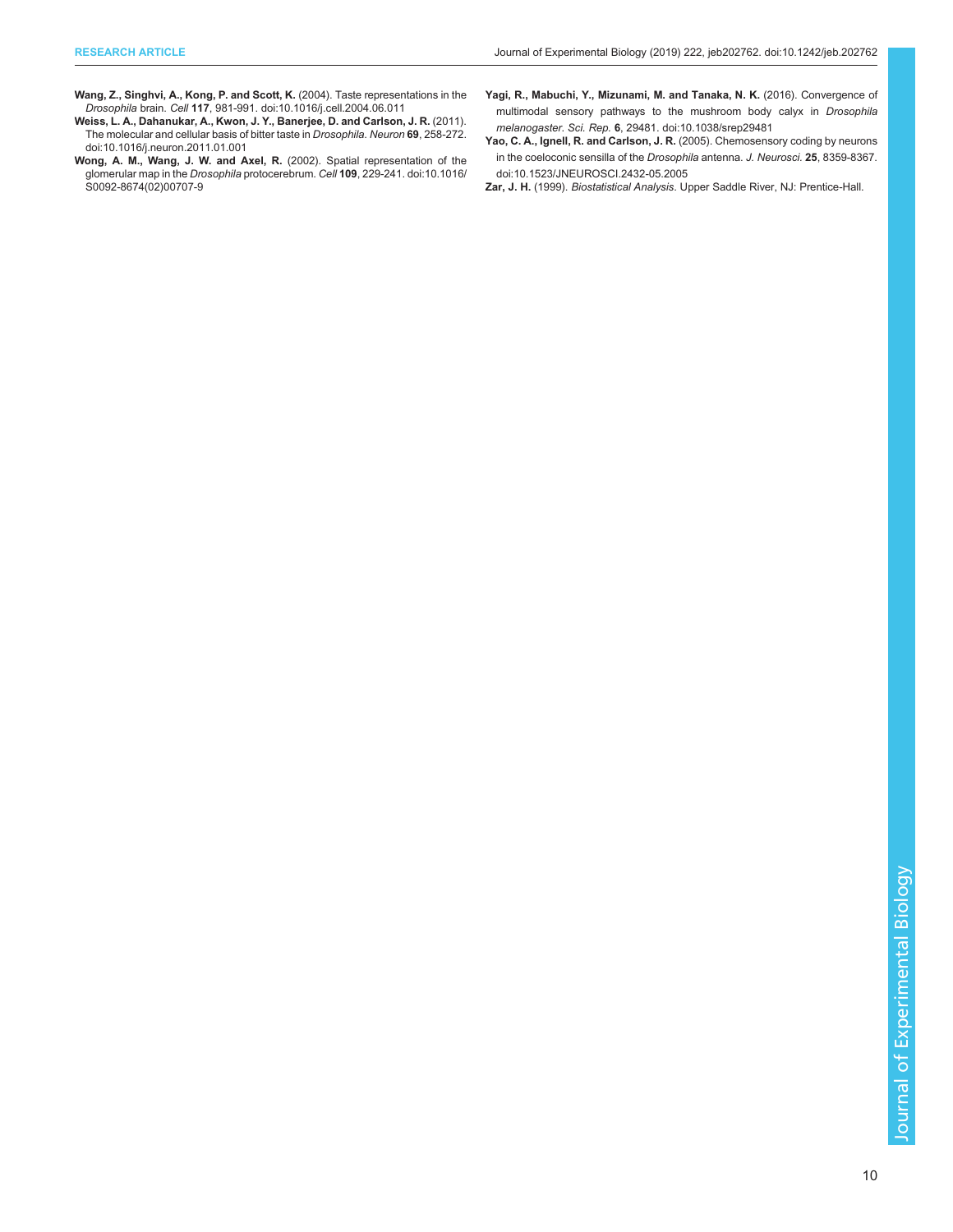**Wang, Z., Singhvi, A., Kong, P. and Scott, K.** (2004). Taste representations in the *Drosophila* brain. *Cell* **117**, 981-991. doi:10.1016/j.cell.2004.06.011

**Weiss, L. A., Dahanukar, A., Kwon, J. Y., Banerjee, D. and Carlson, J. R.** (2011). The molecular and cellular basis of bitter taste in *Drosophila*. *Neuron* **69**, 258-272. doi:10.1016/j.neuron.2011.01.001

**Wong, A. M., Wang, J. W. and Axel, R.** (2002). Spatial representation of the glomerular map in the *Drosophila* protocerebrum. *Cell* **109**, 229-241. doi:10.1016/S0092-8674(02)00707-9

**Yagi, R., Mabuchi, Y., Mizunami, M. and Tanaka, N. K.** (2016). Convergence of multimodal sensory pathways to the mushroom body calyx in *Drosophila melanogaster*. *Sci. Rep.* **6**, 29481. doi:10.1038/srep29481

**Yao, C. A., Ignell, R. and Carlson, J. R.** (2005). Chemosensory coding by neurons in the coeloconic sensilla of the *Drosophila* antenna. *J. Neurosci.* **25**, 8359-8367. doi:10.1523/JNEUROSCI.2432-05.2005

**Zar, J. H.** (1999). *Biostatistical Analysis*. Upper Saddle River, NJ: Prentice-Hall.